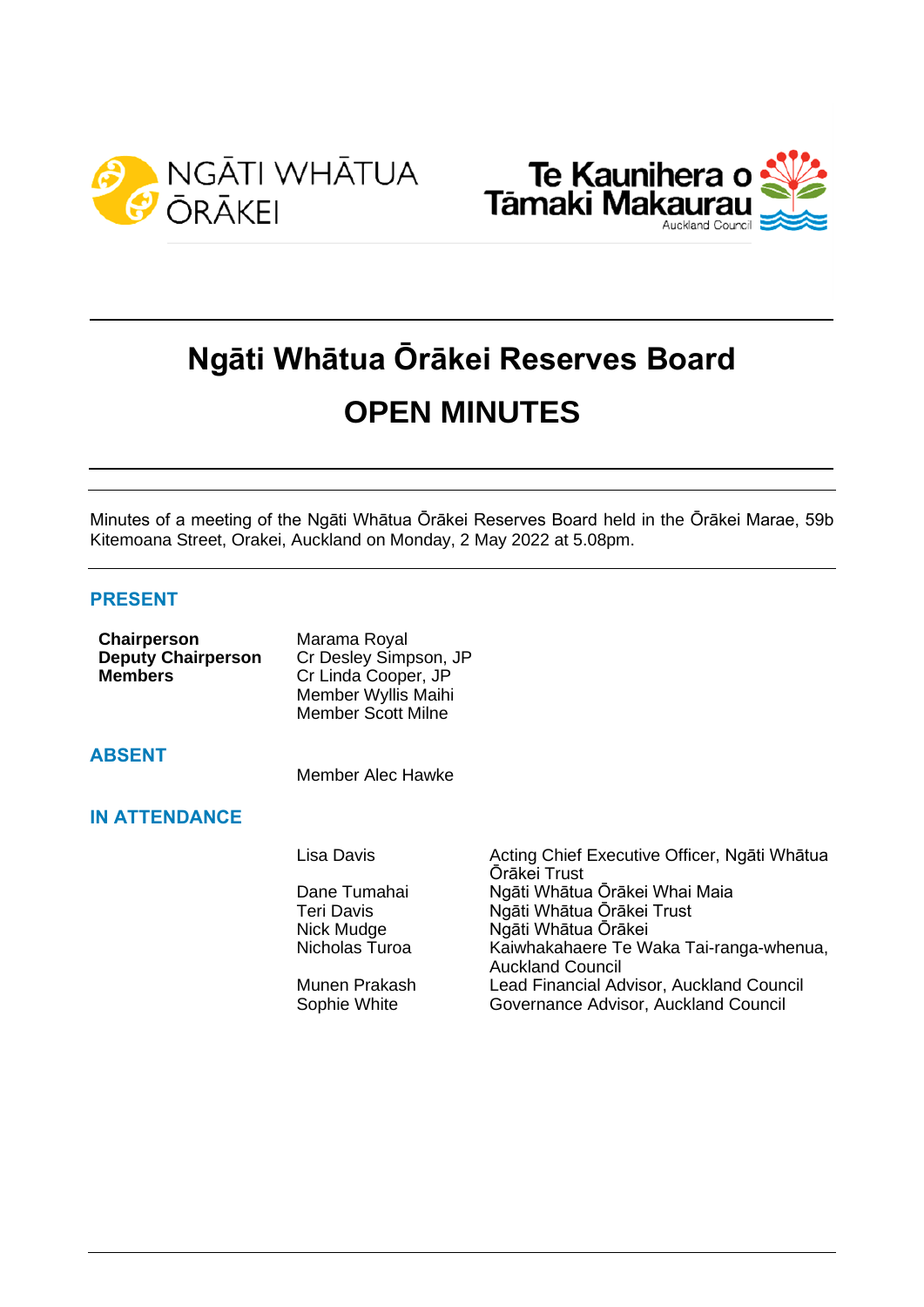# Ngāti Whātua Ōrākei Reserves Board

# OPEN MINUTES

Minutes of a meeting of the Ngāti Whātua Ōrākei Reserves Board held in the Ōrākei Marae, 59b Kitemoana Street, Orakei, Auckland on Monday, 2 May 2022 at 5.08pm.

## PRESENT

| | |
|---|---|
| **Chairperson** | Marama Royal |
| **Deputy Chairperson** | Cr Desley Simpson, JP |
| **Members** | Cr Linda Cooper, JP |
| | Member Wyllis Maihi |
| | Member Scott Milne |

## ABSENT

Member Alec Hawke

## IN ATTENDANCE

| | |
|---|---|
| Lisa Davis | Acting Chief Executive Officer, Ngāti Whātua Ōrākei Trust |
| Dane Tumahai | Ngāti Whātua Ōrākei Whai Maia |
| Teri Davis | Ngāti Whātua Ōrākei Trust |
| Nick Mudge | Ngāti Whātua Ōrākei |
| Nicholas Turoa | Kaiwhakahaere Te Waka Tai-ranga-whenua, Auckland Council |
| Munen Prakash | Lead Financial Advisor, Auckland Council |
| Sophie White | Governance Advisor, Auckland Council |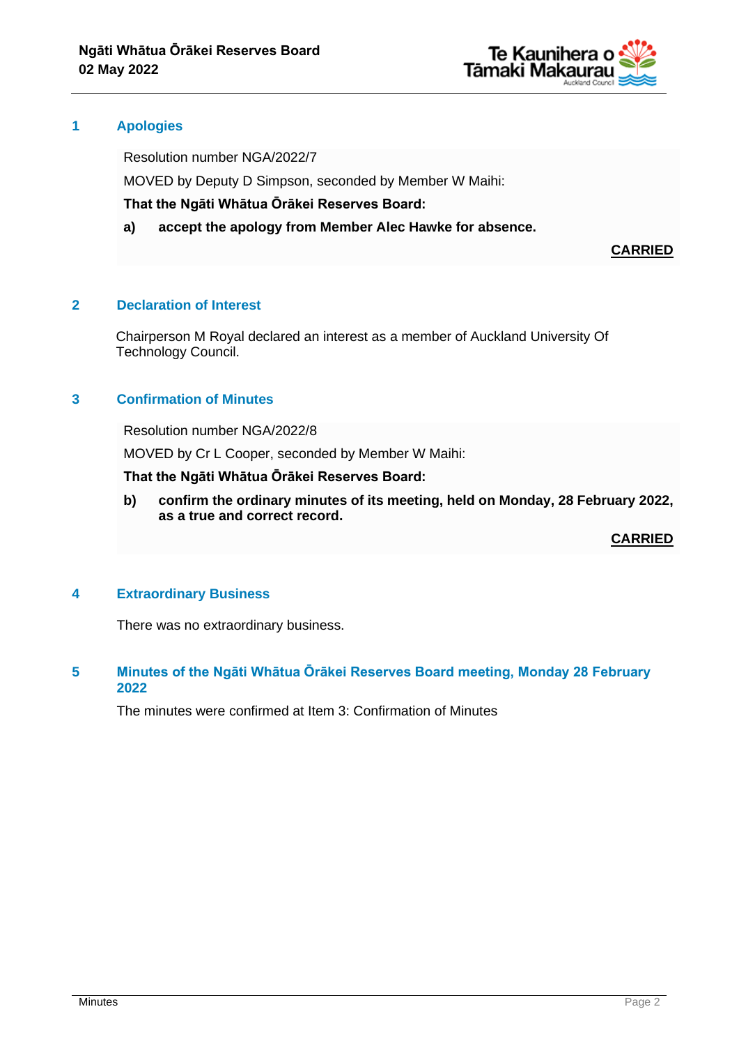## 1 Apologies

Resolution number NGA/2022/7

MOVED by Deputy D Simpson, seconded by Member W Maihi:

**That the Ngāti Whātua Ōrākei Reserves Board:**

**a) accept the apology from Member Alec Hawke for absence.**

**CARRIED**

## 2 Declaration of Interest

Chairperson M Royal declared an interest as a member of Auckland University Of Technology Council.

## 3 Confirmation of Minutes

Resolution number NGA/2022/8

MOVED by Cr L Cooper, seconded by Member W Maihi:

**That the Ngāti Whātua Ōrākei Reserves Board:**

**b) confirm the ordinary minutes of its meeting, held on Monday, 28 February 2022, as a true and correct record.**

**CARRIED**

## 4 Extraordinary Business

There was no extraordinary business.

## 5 Minutes of the Ngāti Whātua Ōrākei Reserves Board meeting, Monday 28 February 2022

The minutes were confirmed at Item 3: Confirmation of Minutes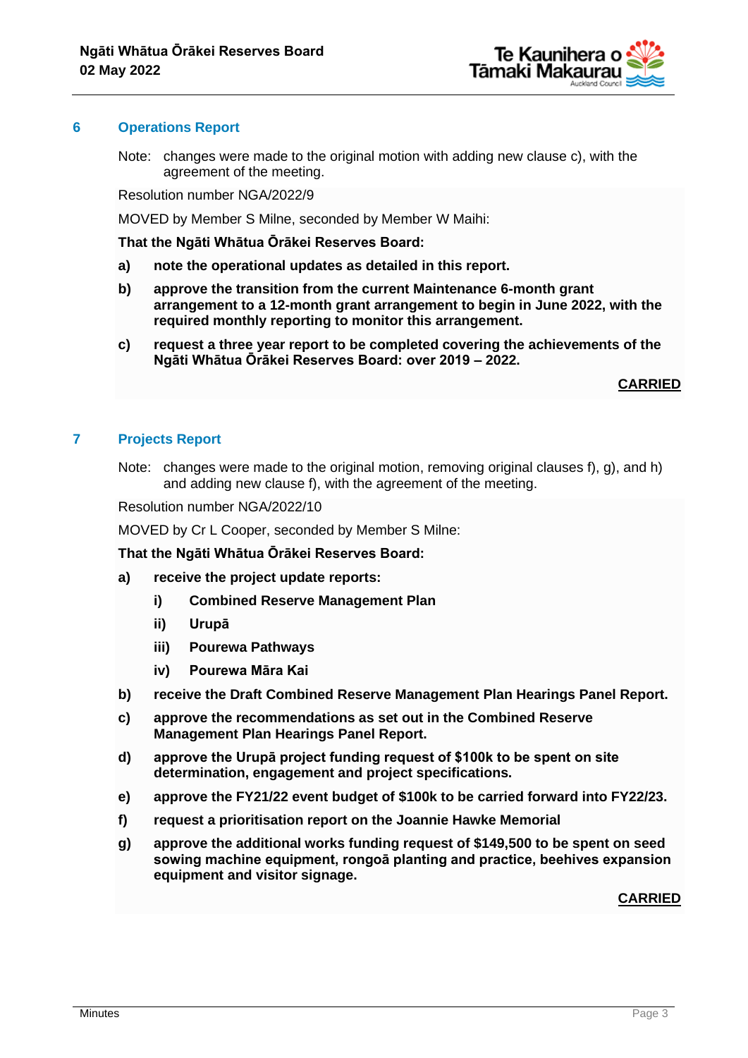## 6 Operations Report

Note: changes were made to the original motion with adding new clause c), with the agreement of the meeting.

Resolution number NGA/2022/9

MOVED by Member S Milne, seconded by Member W Maihi:

**That the Ngāti Whātua Ōrākei Reserves Board:**

**a) note the operational updates as detailed in this report.**

**b) approve the transition from the current Maintenance 6-month grant arrangement to a 12-month grant arrangement to begin in June 2022, with the required monthly reporting to monitor this arrangement.**

**c) request a three year report to be completed covering the achievements of the Ngāti Whātua Ōrākei Reserves Board: over 2019 – 2022.**

**CARRIED**

## 7 Projects Report

Note: changes were made to the original motion, removing original clauses f), g), and h) and adding new clause f), with the agreement of the meeting.

Resolution number NGA/2022/10

MOVED by Cr L Cooper, seconded by Member S Milne:

**That the Ngāti Whātua Ōrākei Reserves Board:**

**a) receive the project update reports:**

- **i) Combined Reserve Management Plan**
- **ii) Urupā**
- **iii) Pourewa Pathways**
- **iv) Pourewa Māra Kai**

**b) receive the Draft Combined Reserve Management Plan Hearings Panel Report.**

**c) approve the recommendations as set out in the Combined Reserve Management Plan Hearings Panel Report.**

**d) approve the Urupā project funding request of $100k to be spent on site determination, engagement and project specifications.**

**e) approve the FY21/22 event budget of $100k to be carried forward into FY22/23.**

**f) request a prioritisation report on the Joannie Hawke Memorial**

**g) approve the additional works funding request of $149,500 to be spent on seed sowing machine equipment, rongoā planting and practice, beehives expansion equipment and visitor signage.**

**CARRIED**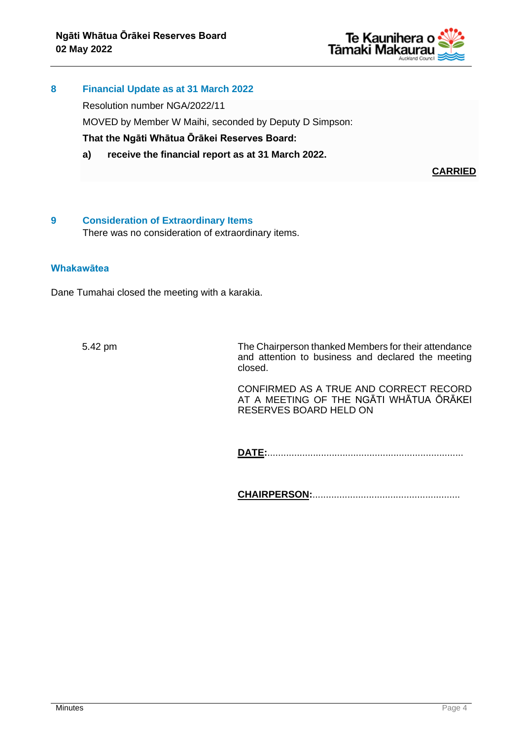## 8 Financial Update as at 31 March 2022

Resolution number NGA/2022/11

MOVED by Member W Maihi, seconded by Deputy D Simpson:

**That the Ngāti Whātua Ōrākei Reserves Board:**

**a) receive the financial report as at 31 March 2022.**

**CARRIED**

## 9 Consideration of Extraordinary Items

There was no consideration of extraordinary items.

### Whakawātea

Dane Tumahai closed the meeting with a karakia.

5.42 pm

The Chairperson thanked Members for their attendance and attention to business and declared the meeting closed.

CONFIRMED AS A TRUE AND CORRECT RECORD AT A MEETING OF THE NGĀTI WHĀTUA ŌRĀKEI RESERVES BOARD HELD ON

**DATE:**.........................................................................

**CHAIRPERSON:**.......................................................